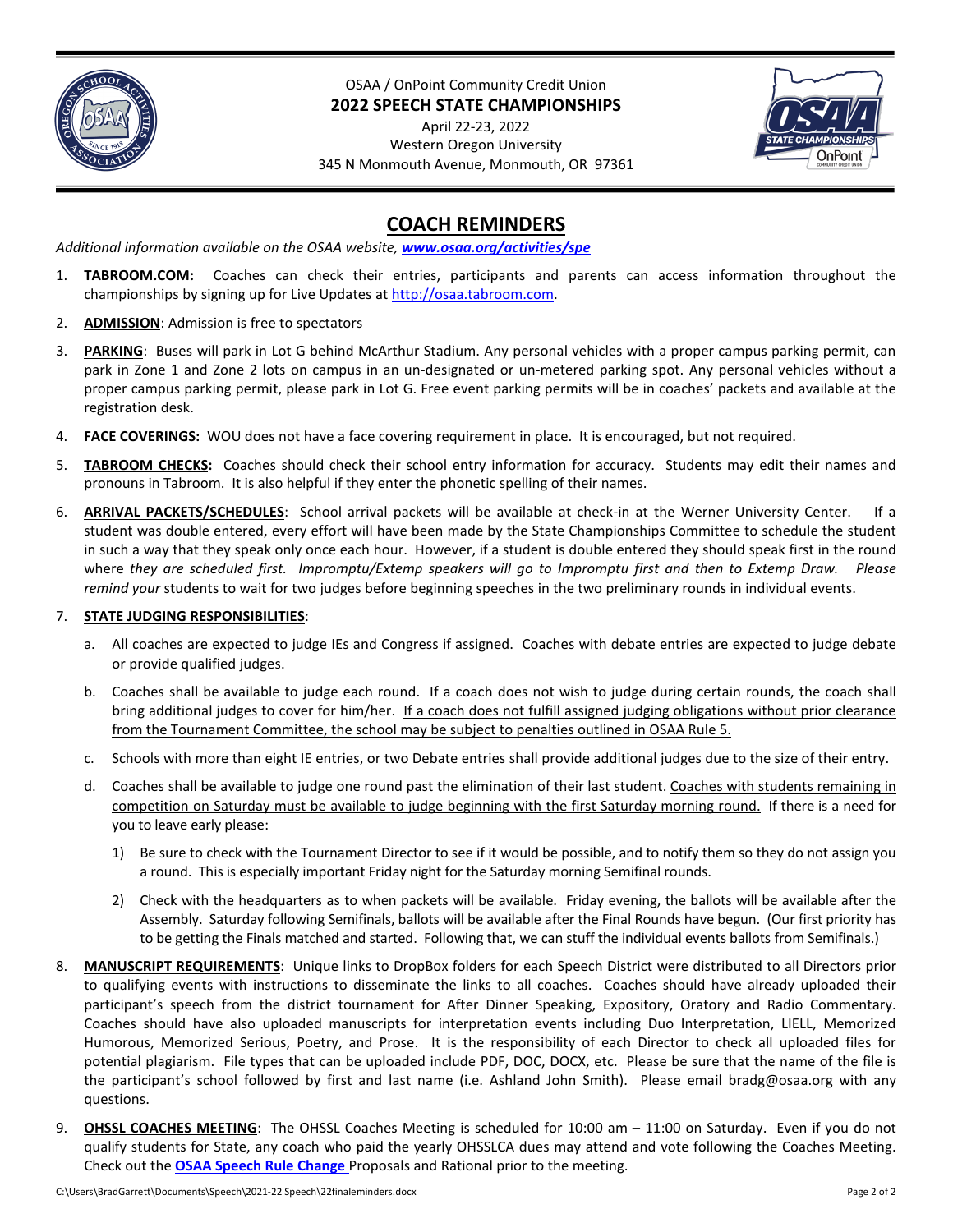OSAA / OnPoint Community Credit Union

**2022 SPEECH STATE CHAMPIONSHIPS**

April 22-23, 2022

Western Oregon University

345 N Monmouth Avenue, Monmouth, OR 97361

## COACH REMINDERS

*Additional information available on the OSAA website, **www.osaa.org/activities/spe***

1. **TABROOM.COM:** Coaches can check their entries, participants and parents can access information throughout the championships by signing up for Live Updates at http://osaa.tabroom.com.
2. **ADMISSION**: Admission is free to spectators
3. **PARKING**: Buses will park in Lot G behind McArthur Stadium. Any personal vehicles with a proper campus parking permit, can park in Zone 1 and Zone 2 lots on campus in an un-designated or un-metered parking spot. Any personal vehicles without a proper campus parking permit, please park in Lot G. Free event parking permits will be in coaches' packets and available at the registration desk.
4. **FACE COVERINGS:** WOU does not have a face covering requirement in place. It is encouraged, but not required.
5. **TABROOM CHECKS:** Coaches should check their school entry information for accuracy. Students may edit their names and pronouns in Tabroom. It is also helpful if they enter the phonetic spelling of their names.
6. **ARRIVAL PACKETS/SCHEDULES**: School arrival packets will be available at check-in at the Werner University Center. If a student was double entered, every effort will have been made by the State Championships Committee to schedule the student in such a way that they speak only once each hour. However, if a student is double entered they should speak first in the round where *they are scheduled first. Impromptu/Extemp speakers will go to Impromptu first and then to Extemp Draw. Please remind your* students to wait for two judges before beginning speeches in the two preliminary rounds in individual events.
7. **STATE JUDGING RESPONSIBILITIES**:
   a. All coaches are expected to judge IEs and Congress if assigned. Coaches with debate entries are expected to judge debate or provide qualified judges.
   b. Coaches shall be available to judge each round. If a coach does not wish to judge during certain rounds, the coach shall bring additional judges to cover for him/her. If a coach does not fulfill assigned judging obligations without prior clearance from the Tournament Committee, the school may be subject to penalties outlined in OSAA Rule 5.
   c. Schools with more than eight IE entries, or two Debate entries shall provide additional judges due to the size of their entry.
   d. Coaches shall be available to judge one round past the elimination of their last student. Coaches with students remaining in competition on Saturday must be available to judge beginning with the first Saturday morning round. If there is a need for you to leave early please:
      1) Be sure to check with the Tournament Director to see if it would be possible, and to notify them so they do not assign you a round. This is especially important Friday night for the Saturday morning Semifinal rounds.
      2) Check with the headquarters as to when packets will be available. Friday evening, the ballots will be available after the Assembly. Saturday following Semifinals, ballots will be available after the Final Rounds have begun. (Our first priority has to be getting the Finals matched and started. Following that, we can stuff the individual events ballots from Semifinals.)
8. **MANUSCRIPT REQUIREMENTS**: Unique links to DropBox folders for each Speech District were distributed to all Directors prior to qualifying events with instructions to disseminate the links to all coaches. Coaches should have already uploaded their participant's speech from the district tournament for After Dinner Speaking, Expository, Oratory and Radio Commentary. Coaches should have also uploaded manuscripts for interpretation events including Duo Interpretation, LIELL, Memorized Humorous, Memorized Serious, Poetry, and Prose. It is the responsibility of each Director to check all uploaded files for potential plagiarism. File types that can be uploaded include PDF, DOC, DOCX, etc. Please be sure that the name of the file is the participant's school followed by first and last name (i.e. Ashland John Smith). Please email bradg@osaa.org with any questions.
9. **OHSSL COACHES MEETING**: The OHSSL Coaches Meeting is scheduled for 10:00 am – 11:00 on Saturday. Even if you do not qualify students for State, any coach who paid the yearly OHSSLCA dues may attend and vote following the Coaches Meeting. Check out the **OSAA Speech Rule Change** Proposals and Rational prior to the meeting.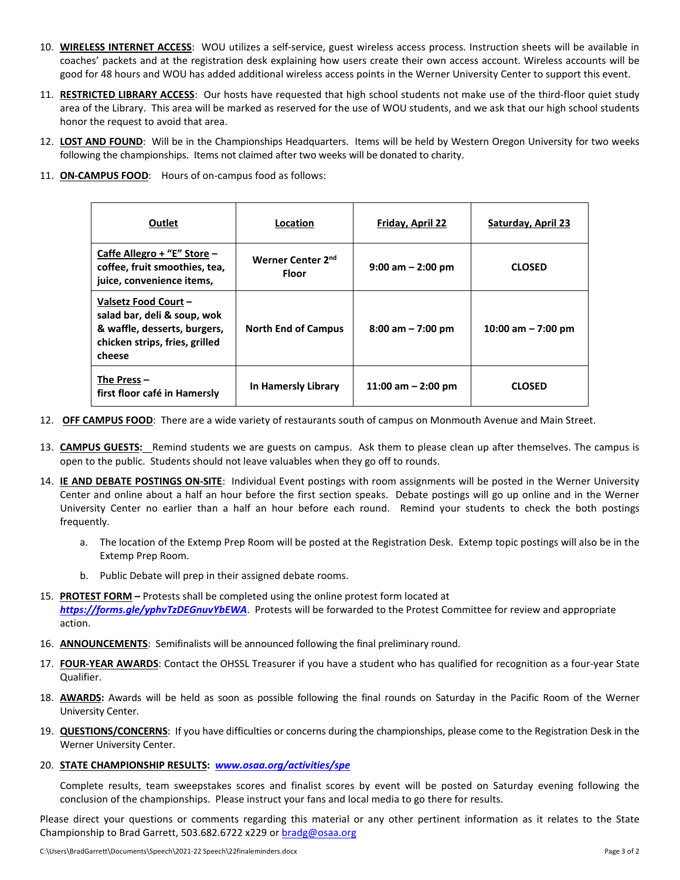10. **WIRELESS INTERNET ACCESS**: WOU utilizes a self-service, guest wireless access process. Instruction sheets will be available in coaches' packets and at the registration desk explaining how users create their own access account. Wireless accounts will be good for 48 hours and WOU has added additional wireless access points in the Werner University Center to support this event.

11. **RESTRICTED LIBRARY ACCESS**: Our hosts have requested that high school students not make use of the third-floor quiet study area of the Library. This area will be marked as reserved for the use of WOU students, and we ask that our high school students honor the request to avoid that area.

12. **LOST AND FOUND**: Will be in the Championships Headquarters. Items will be held by Western Oregon University for two weeks following the championships. Items not claimed after two weeks will be donated to charity.

11. **ON-CAMPUS FOOD**: Hours of on-campus food as follows:

| Outlet | Location | Friday, April 22 | Saturday, April 23 |
|---|---|---|---|
| **Caffe Allegro + "E" Store** – coffee, fruit smoothies, tea, juice, convenience items, | Werner Center 2nd Floor | 9:00 am – 2:00 pm | CLOSED |
| **Valsetz Food Court** – salad bar, deli & soup, wok & waffle, desserts, burgers, chicken strips, fries, grilled cheese | North End of Campus | 8:00 am – 7:00 pm | 10:00 am – 7:00 pm |
| **The Press** – first floor café in Hamersly | In Hamersly Library | 11:00 am – 2:00 pm | CLOSED |

12. **OFF CAMPUS FOOD**: There are a wide variety of restaurants south of campus on Monmouth Avenue and Main Street.

13. **CAMPUS GUESTS:** Remind students we are guests on campus. Ask them to please clean up after themselves. The campus is open to the public. Students should not leave valuables when they go off to rounds.

14. **IE AND DEBATE POSTINGS ON-SITE**: Individual Event postings with room assignments will be posted in the Werner University Center and online about a half an hour before the first section speaks. Debate postings will go up online and in the Werner University Center no earlier than a half an hour before each round. Remind your students to check the both postings frequently.

    a. The location of the Extemp Prep Room will be posted at the Registration Desk. Extemp topic postings will also be in the Extemp Prep Room.

    b. Public Debate will prep in their assigned debate rooms.

15. **PROTEST FORM –** Protests shall be completed using the online protest form located at ***https://forms.gle/yphvTzDEGnuvYbEWA***. Protests will be forwarded to the Protest Committee for review and appropriate action.

16. **ANNOUNCEMENTS**: Semifinalists will be announced following the final preliminary round.

17. **FOUR-YEAR AWARDS**: Contact the OHSSL Treasurer if you have a student who has qualified for recognition as a four-year State Qualifier.

18. **AWARDS:** Awards will be held as soon as possible following the final rounds on Saturday in the Pacific Room of the Werner University Center.

19. **QUESTIONS/CONCERNS**: If you have difficulties or concerns during the championships, please come to the Registration Desk in the Werner University Center.

20. **STATE CHAMPIONSHIP RESULTS:** ***www.osaa.org/activities/spe***

    Complete results, team sweepstakes scores and finalist scores by event will be posted on Saturday evening following the conclusion of the championships. Please instruct your fans and local media to go there for results.

Please direct your questions or comments regarding this material or any other pertinent information as it relates to the State Championship to Brad Garrett, 503.682.6722 x229 or bradg@osaa.org

C:\Users\BradGarrett\Documents\Speech\2021-22 Speech\22finaleminders.docx